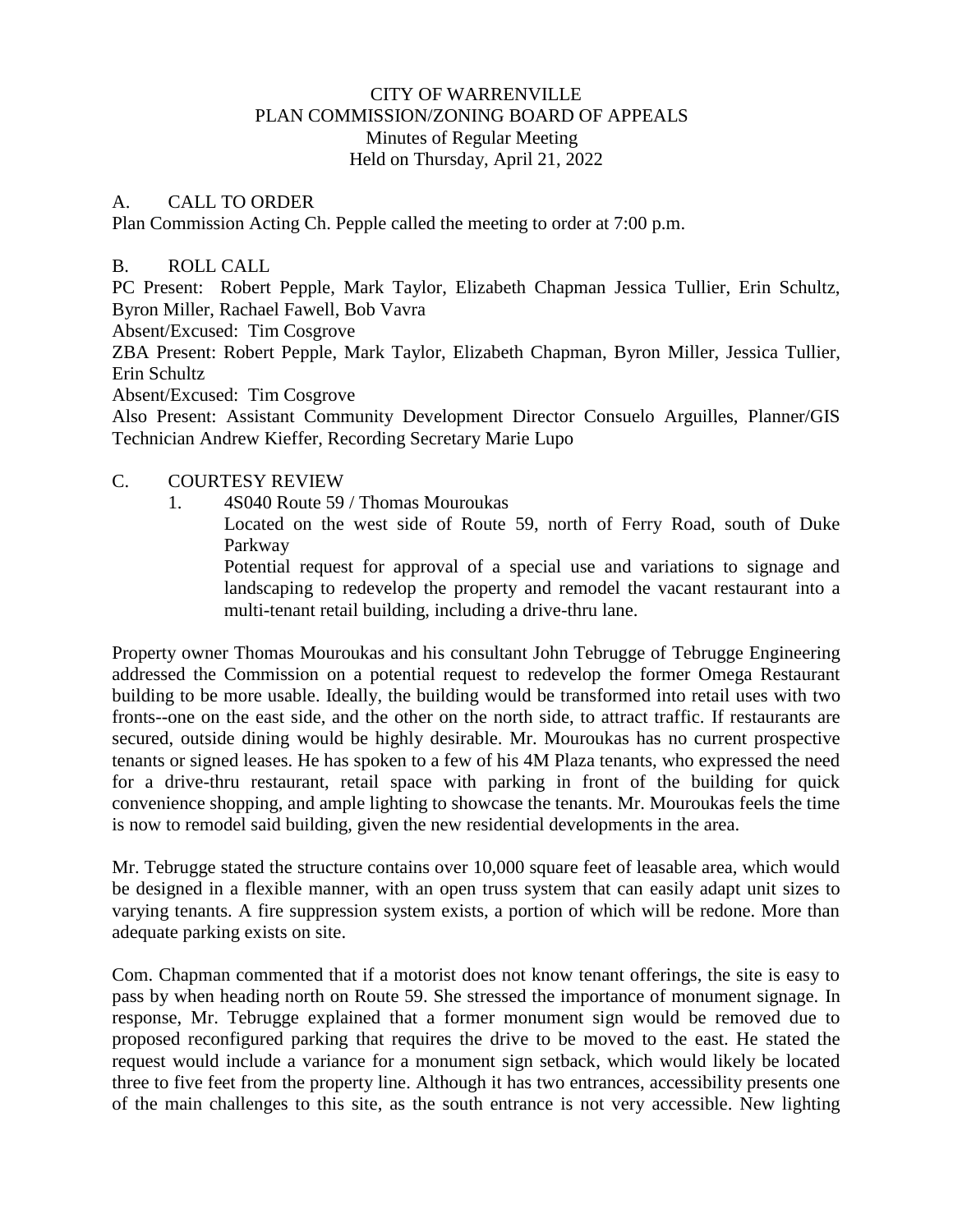# CITY OF WARRENVILLE
## PLAN COMMISSION/ZONING BOARD OF APPEALS
Minutes of Regular Meeting
Held on Thursday, April 21, 2022

## A. CALL TO ORDER

Plan Commission Acting Ch. Pepple called the meeting to order at 7:00 p.m.

## B. ROLL CALL

PC Present: Robert Pepple, Mark Taylor, Elizabeth Chapman Jessica Tullier, Erin Schultz, Byron Miller, Rachael Fawell, Bob Vavra

Absent/Excused: Tim Cosgrove

ZBA Present: Robert Pepple, Mark Taylor, Elizabeth Chapman, Byron Miller, Jessica Tullier, Erin Schultz

Absent/Excused: Tim Cosgrove

Also Present: Assistant Community Development Director Consuelo Arguilles, Planner/GIS Technician Andrew Kieffer, Recording Secretary Marie Lupo

## C. COURTESY REVIEW

1. 4S040 Route 59 / Thomas Mouroukas

   Located on the west side of Route 59, north of Ferry Road, south of Duke Parkway

   Potential request for approval of a special use and variations to signage and landscaping to redevelop the property and remodel the vacant restaurant into a multi-tenant retail building, including a drive-thru lane.

Property owner Thomas Mouroukas and his consultant John Tebrugge of Tebrugge Engineering addressed the Commission on a potential request to redevelop the former Omega Restaurant building to be more usable. Ideally, the building would be transformed into retail uses with two fronts--one on the east side, and the other on the north side, to attract traffic. If restaurants are secured, outside dining would be highly desirable. Mr. Mouroukas has no current prospective tenants or signed leases. He has spoken to a few of his 4M Plaza tenants, who expressed the need for a drive-thru restaurant, retail space with parking in front of the building for quick convenience shopping, and ample lighting to showcase the tenants. Mr. Mouroukas feels the time is now to remodel said building, given the new residential developments in the area.

Mr. Tebrugge stated the structure contains over 10,000 square feet of leasable area, which would be designed in a flexible manner, with an open truss system that can easily adapt unit sizes to varying tenants. A fire suppression system exists, a portion of which will be redone. More than adequate parking exists on site.

Com. Chapman commented that if a motorist does not know tenant offerings, the site is easy to pass by when heading north on Route 59. She stressed the importance of monument signage. In response, Mr. Tebrugge explained that a former monument sign would be removed due to proposed reconfigured parking that requires the drive to be moved to the east. He stated the request would include a variance for a monument sign setback, which would likely be located three to five feet from the property line. Although it has two entrances, accessibility presents one of the main challenges to this site, as the south entrance is not very accessible. New lighting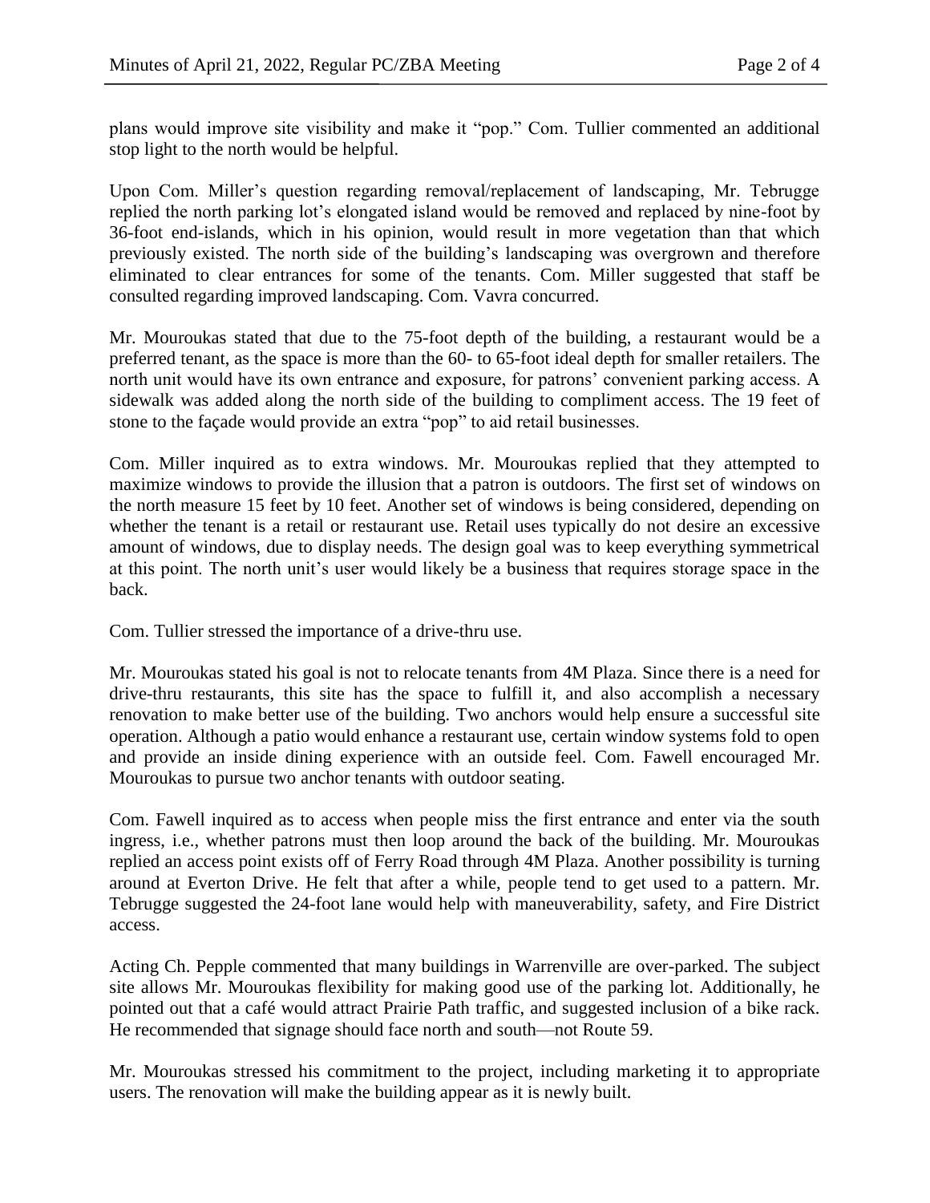plans would improve site visibility and make it "pop." Com. Tullier commented an additional stop light to the north would be helpful.

Upon Com. Miller's question regarding removal/replacement of landscaping, Mr. Tebrugge replied the north parking lot's elongated island would be removed and replaced by nine-foot by 36-foot end-islands, which in his opinion, would result in more vegetation than that which previously existed. The north side of the building's landscaping was overgrown and therefore eliminated to clear entrances for some of the tenants. Com. Miller suggested that staff be consulted regarding improved landscaping. Com. Vavra concurred.

Mr. Mouroukas stated that due to the 75-foot depth of the building, a restaurant would be a preferred tenant, as the space is more than the 60- to 65-foot ideal depth for smaller retailers. The north unit would have its own entrance and exposure, for patrons' convenient parking access. A sidewalk was added along the north side of the building to compliment access. The 19 feet of stone to the façade would provide an extra "pop" to aid retail businesses.

Com. Miller inquired as to extra windows. Mr. Mouroukas replied that they attempted to maximize windows to provide the illusion that a patron is outdoors. The first set of windows on the north measure 15 feet by 10 feet. Another set of windows is being considered, depending on whether the tenant is a retail or restaurant use. Retail uses typically do not desire an excessive amount of windows, due to display needs. The design goal was to keep everything symmetrical at this point. The north unit's user would likely be a business that requires storage space in the back.

Com. Tullier stressed the importance of a drive-thru use.

Mr. Mouroukas stated his goal is not to relocate tenants from 4M Plaza. Since there is a need for drive-thru restaurants, this site has the space to fulfill it, and also accomplish a necessary renovation to make better use of the building. Two anchors would help ensure a successful site operation. Although a patio would enhance a restaurant use, certain window systems fold to open and provide an inside dining experience with an outside feel. Com. Fawell encouraged Mr. Mouroukas to pursue two anchor tenants with outdoor seating.

Com. Fawell inquired as to access when people miss the first entrance and enter via the south ingress, i.e., whether patrons must then loop around the back of the building. Mr. Mouroukas replied an access point exists off of Ferry Road through 4M Plaza. Another possibility is turning around at Everton Drive. He felt that after a while, people tend to get used to a pattern. Mr. Tebrugge suggested the 24-foot lane would help with maneuverability, safety, and Fire District access.

Acting Ch. Pepple commented that many buildings in Warrenville are over-parked. The subject site allows Mr. Mouroukas flexibility for making good use of the parking lot. Additionally, he pointed out that a café would attract Prairie Path traffic, and suggested inclusion of a bike rack. He recommended that signage should face north and south—not Route 59.

Mr. Mouroukas stressed his commitment to the project, including marketing it to appropriate users. The renovation will make the building appear as it is newly built.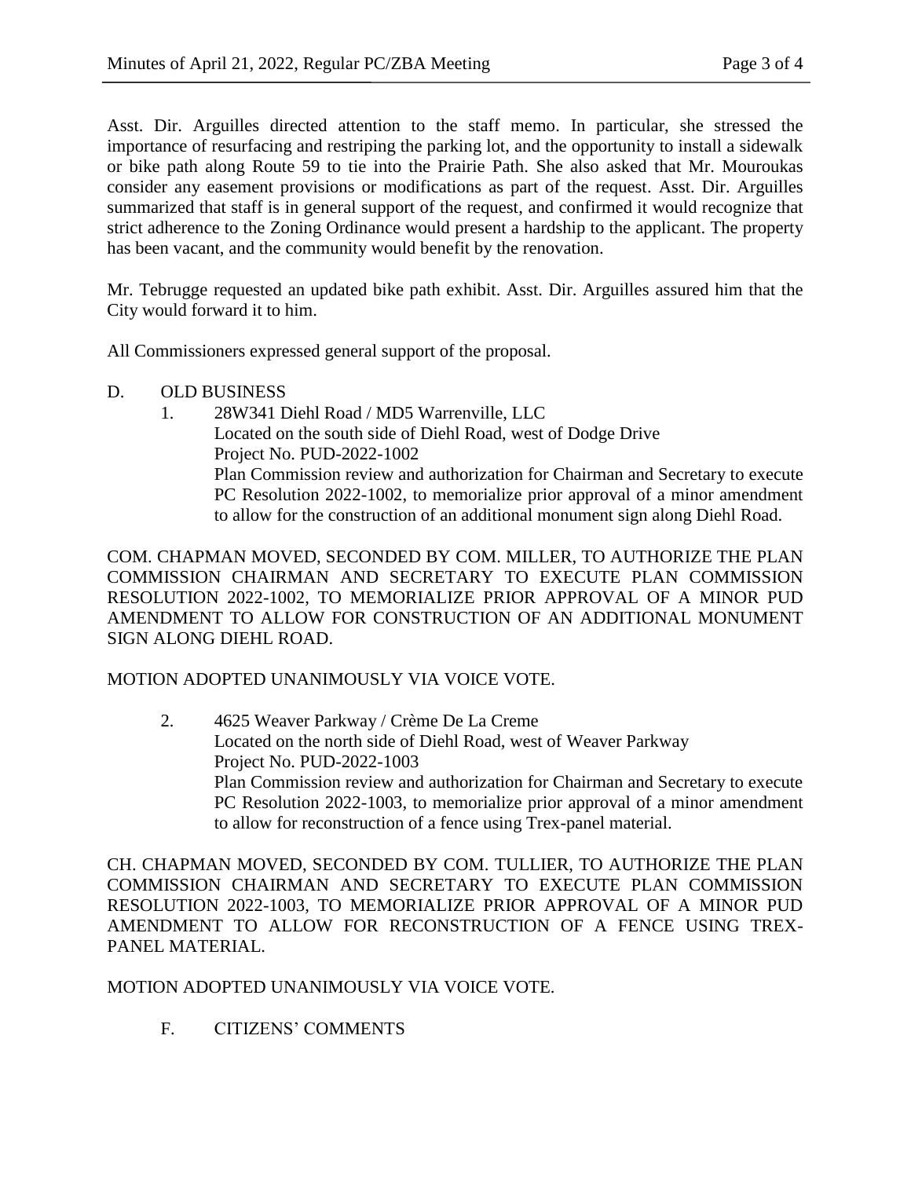Asst. Dir. Arguilles directed attention to the staff memo. In particular, she stressed the importance of resurfacing and restriping the parking lot, and the opportunity to install a sidewalk or bike path along Route 59 to tie into the Prairie Path. She also asked that Mr. Mouroukas consider any easement provisions or modifications as part of the request. Asst. Dir. Arguilles summarized that staff is in general support of the request, and confirmed it would recognize that strict adherence to the Zoning Ordinance would present a hardship to the applicant. The property has been vacant, and the community would benefit by the renovation.

Mr. Tebrugge requested an updated bike path exhibit. Asst. Dir. Arguilles assured him that the City would forward it to him.

All Commissioners expressed general support of the proposal.

D. OLD BUSINESS

1. 28W341 Diehl Road / MD5 Warrenville, LLC
   Located on the south side of Diehl Road, west of Dodge Drive
   Project No. PUD-2022-1002
   Plan Commission review and authorization for Chairman and Secretary to execute PC Resolution 2022-1002, to memorialize prior approval of a minor amendment to allow for the construction of an additional monument sign along Diehl Road.

COM. CHAPMAN MOVED, SECONDED BY COM. MILLER, TO AUTHORIZE THE PLAN COMMISSION CHAIRMAN AND SECRETARY TO EXECUTE PLAN COMMISSION RESOLUTION 2022-1002, TO MEMORIALIZE PRIOR APPROVAL OF A MINOR PUD AMENDMENT TO ALLOW FOR CONSTRUCTION OF AN ADDITIONAL MONUMENT SIGN ALONG DIEHL ROAD.

MOTION ADOPTED UNANIMOUSLY VIA VOICE VOTE.

2. 4625 Weaver Parkway / Crème De La Creme
   Located on the north side of Diehl Road, west of Weaver Parkway
   Project No. PUD-2022-1003
   Plan Commission review and authorization for Chairman and Secretary to execute PC Resolution 2022-1003, to memorialize prior approval of a minor amendment to allow for reconstruction of a fence using Trex-panel material.

CH. CHAPMAN MOVED, SECONDED BY COM. TULLIER, TO AUTHORIZE THE PLAN COMMISSION CHAIRMAN AND SECRETARY TO EXECUTE PLAN COMMISSION RESOLUTION 2022-1003, TO MEMORIALIZE PRIOR APPROVAL OF A MINOR PUD AMENDMENT TO ALLOW FOR RECONSTRUCTION OF A FENCE USING TREX-PANEL MATERIAL.

MOTION ADOPTED UNANIMOUSLY VIA VOICE VOTE.

F. CITIZENS' COMMENTS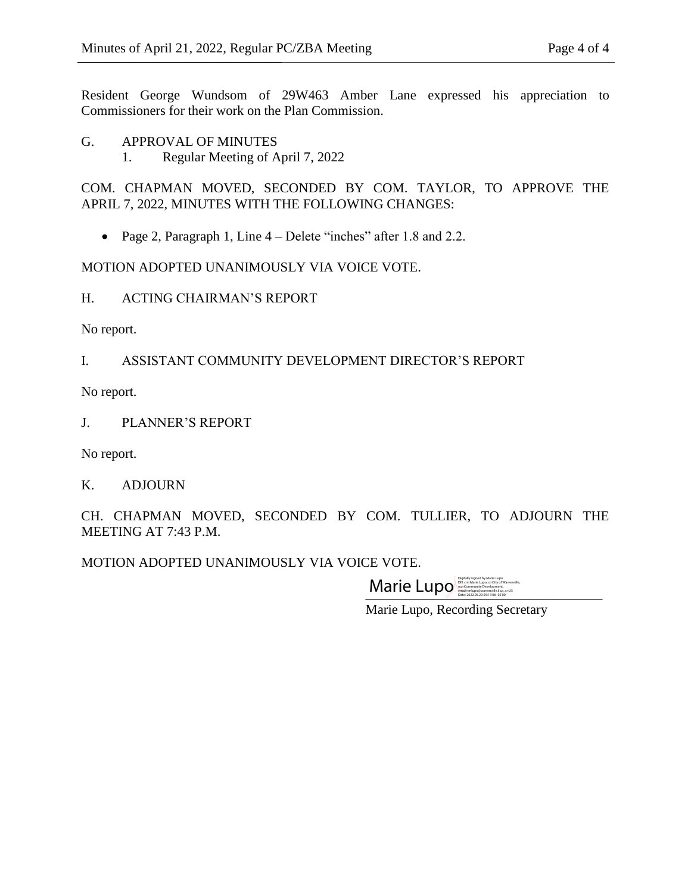Resident George Wundsom of 29W463 Amber Lane expressed his appreciation to Commissioners for their work on the Plan Commission.

G. APPROVAL OF MINUTES
   1. Regular Meeting of April 7, 2022

COM. CHAPMAN MOVED, SECONDED BY COM. TAYLOR, TO APPROVE THE APRIL 7, 2022, MINUTES WITH THE FOLLOWING CHANGES:

- Page 2, Paragraph 1, Line 4 – Delete "inches" after 1.8 and 2.2.

MOTION ADOPTED UNANIMOUSLY VIA VOICE VOTE.

H. ACTING CHAIRMAN'S REPORT

No report.

I. ASSISTANT COMMUNITY DEVELOPMENT DIRECTOR'S REPORT

No report.

J. PLANNER'S REPORT

No report.

K. ADJOURN

CH. CHAPMAN MOVED, SECONDED BY COM. TULLIER, TO ADJOURN THE MEETING AT 7:43 P.M.

MOTION ADOPTED UNANIMOUSLY VIA VOICE VOTE.

Marie Lupo
Digitally signed by Marie Lupo
DN: cn=Marie Lupo, o=City of Warrenville, ou=Community Development, email=mlupo@warrenville.il.us, c=US
Date: 2022.05.20 09:17:08 -05'00'

Marie Lupo, Recording Secretary